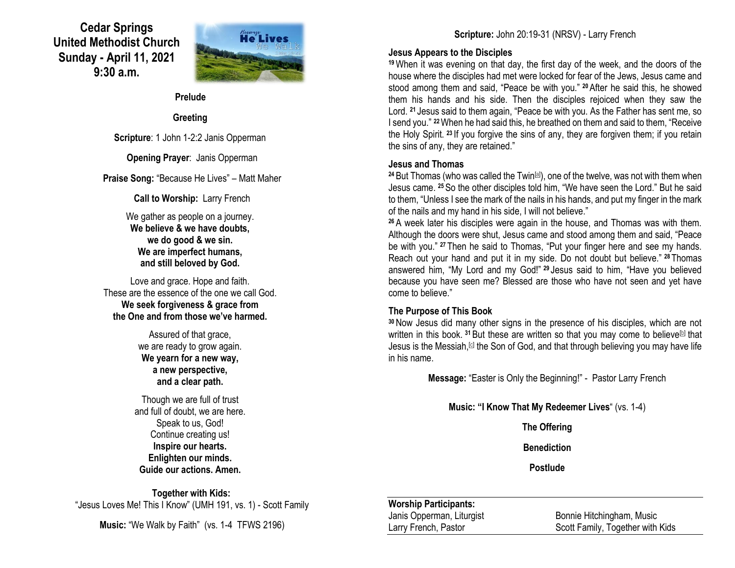# Cedar Springs United Methodist Church
## Sunday - April 11, 2021
## 9:30 a.m.

**Prelude**

**Greeting**

**Scripture**: 1 John 1-2:2 Janis Opperman

**Opening Prayer**: Janis Opperman

**Praise Song:** "Because He Lives" – Matt Maher

**Call to Worship:** Larry French

We gather as people on a journey.
**We believe & we have doubts,**
**we do good & we sin.**
**We are imperfect humans,**
**and still beloved by God.**

Love and grace. Hope and faith.
These are the essence of the one we call God.
**We seek forgiveness & grace from**
**the One and from those we've harmed.**

Assured of that grace,
we are ready to grow again.
**We yearn for a new way,**
**a new perspective,**
**and a clear path.**

Though we are full of trust
and full of doubt, we are here.
Speak to us, God!
Continue creating us!
**Inspire our hearts.**
**Enlighten our minds.**
**Guide our actions. Amen.**

**Together with Kids:**
"Jesus Loves Me! This I Know" (UMH 191, vs. 1) - Scott Family

**Music:** "We Walk by Faith" (vs. 1-4 TFWS 2196)

**Scripture:** John 20:19-31 (NRSV) - Larry French

### Jesus Appears to the Disciples

**19** When it was evening on that day, the first day of the week, and the doors of the house where the disciples had met were locked for fear of the Jews, Jesus came and stood among them and said, "Peace be with you." **20** After he said this, he showed them his hands and his side. Then the disciples rejoiced when they saw the Lord. **21** Jesus said to them again, "Peace be with you. As the Father has sent me, so I send you." **22** When he had said this, he breathed on them and said to them, "Receive the Holy Spirit. **23** If you forgive the sins of any, they are forgiven them; if you retain the sins of any, they are retained."

### Jesus and Thomas

**24** But Thomas (who was called the Twin[a]), one of the twelve, was not with them when Jesus came. **25** So the other disciples told him, "We have seen the Lord." But he said to them, "Unless I see the mark of the nails in his hands, and put my finger in the mark of the nails and my hand in his side, I will not believe."

**26** A week later his disciples were again in the house, and Thomas was with them. Although the doors were shut, Jesus came and stood among them and said, "Peace be with you." **27** Then he said to Thomas, "Put your finger here and see my hands. Reach out your hand and put it in my side. Do not doubt but believe." **28** Thomas answered him, "My Lord and my God!" **29** Jesus said to him, "Have you believed because you have seen me? Blessed are those who have not seen and yet have come to believe."

### The Purpose of This Book

**30** Now Jesus did many other signs in the presence of his disciples, which are not written in this book. **31** But these are written so that you may come to believe[b] that Jesus is the Messiah,[c] the Son of God, and that through believing you may have life in his name.

**Message:** "Easter is Only the Beginning!" - Pastor Larry French

**Music: "I Know That My Redeemer Lives"** (vs. 1-4)

**The Offering**

**Benediction**

**Postlude**

**Worship Participants:**

| | |
|---|---|
| Janis Opperman, Liturgist | Bonnie Hitchingham, Music |
| Larry French, Pastor | Scott Family, Together with Kids |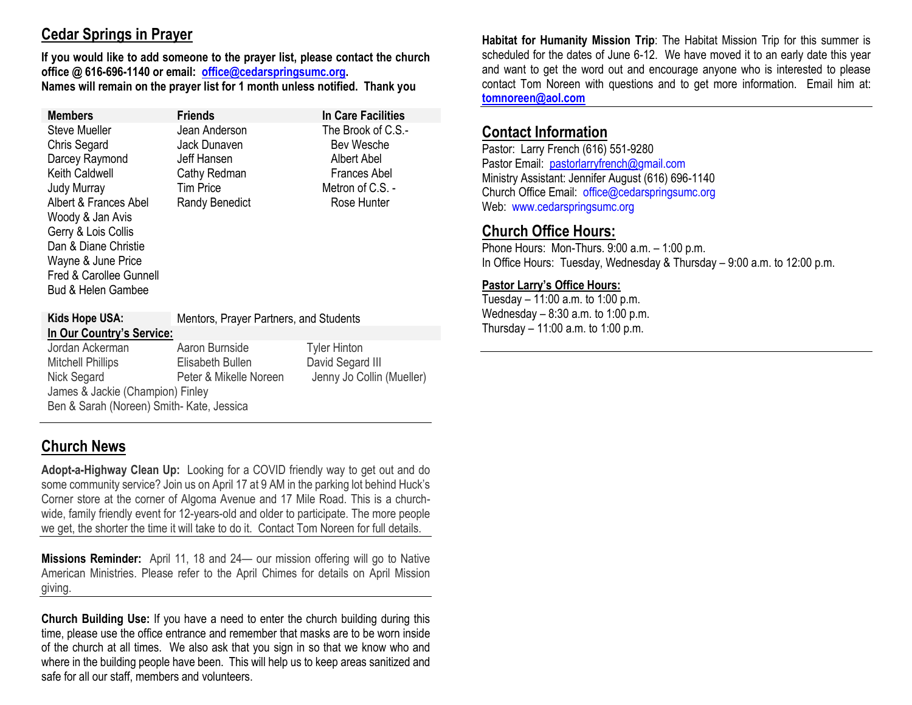## Cedar Springs in Prayer

**If you would like to add someone to the prayer list, please contact the church office @ 616-696-1140 or email: office@cedarspringsumc.org. Names will remain on the prayer list for 1 month unless notified. Thank you**

| Members | Friends | In Care Facilities |
|---|---|---|
| Steve Mueller | Jean Anderson | The Brook of C.S.- |
| Chris Segard | Jack Dunaven | Bev Wesche |
| Darcey Raymond | Jeff Hansen | Albert Abel |
| Keith Caldwell | Cathy Redman | Frances Abel |
| Judy Murray | Tim Price | Metron of C.S. - |
| Albert & Frances Abel | Randy Benedict | Rose Hunter |
| Woody & Jan Avis | | |
| Gerry & Lois Collis | | |
| Dan & Diane Christie | | |
| Wayne & June Price | | |
| Fred & Carollee Gunnell | | |
| Bud & Helen Gambee | | |

**Kids Hope USA:** Mentors, Prayer Partners, and Students

**In Our Country's Service:**

| | | |
|---|---|---|
| Jordan Ackerman | Aaron Burnside | Tyler Hinton |
| Mitchell Phillips | Elisabeth Bullen | David Segard III |
| Nick Segard | Peter & Mikelle Noreen | Jenny Jo Collin (Mueller) |

James & Jackie (Champion) Finley

Ben & Sarah (Noreen) Smith- Kate, Jessica

## Church News

**Adopt-a-Highway Clean Up:** Looking for a COVID friendly way to get out and do some community service? Join us on April 17 at 9 AM in the parking lot behind Huck's Corner store at the corner of Algoma Avenue and 17 Mile Road. This is a church-wide, family friendly event for 12-years-old and older to participate. The more people we get, the shorter the time it will take to do it. Contact Tom Noreen for full details.

**Missions Reminder:** April 11, 18 and 24— our mission offering will go to Native American Ministries. Please refer to the April Chimes for details on April Mission giving.

**Church Building Use:** If you have a need to enter the church building during this time, please use the office entrance and remember that masks are to be worn inside of the church at all times. We also ask that you sign in so that we know who and where in the building people have been. This will help us to keep areas sanitized and safe for all our staff, members and volunteers.

**Habitat for Humanity Mission Trip**: The Habitat Mission Trip for this summer is scheduled for the dates of June 6-12. We have moved it to an early date this year and want to get the word out and encourage anyone who is interested to please contact Tom Noreen with questions and to get more information. Email him at: **tomnoreen@aol.com**

## Contact Information

Pastor: Larry French (616) 551-9280
Pastor Email: pastorlarryfrench@gmail.com
Ministry Assistant: Jennifer August (616) 696-1140
Church Office Email: office@cedarspringsumc.org
Web: www.cedarspringsumc.org

## Church Office Hours:

Phone Hours: Mon-Thurs. 9:00 a.m. – 1:00 p.m.
In Office Hours: Tuesday, Wednesday & Thursday – 9:00 a.m. to 12:00 p.m.

### Pastor Larry's Office Hours:

Tuesday – 11:00 a.m. to 1:00 p.m.
Wednesday – 8:30 a.m. to 1:00 p.m.
Thursday – 11:00 a.m. to 1:00 p.m.